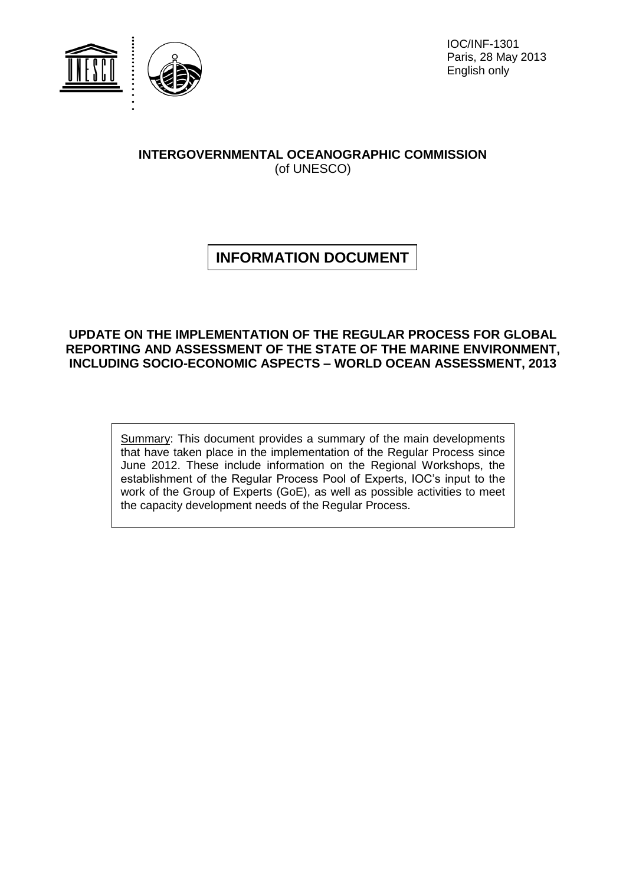IOC/INF-1301
Paris, 28 May 2013
English only

**INTERGOVERNMENTAL OCEANOGRAPHIC COMMISSION**
(of UNESCO)

# INFORMATION DOCUMENT

## UPDATE ON THE IMPLEMENTATION OF THE REGULAR PROCESS FOR GLOBAL REPORTING AND ASSESSMENT OF THE STATE OF THE MARINE ENVIRONMENT, INCLUDING SOCIO-ECONOMIC ASPECTS – WORLD OCEAN ASSESSMENT, 2013

Summary: This document provides a summary of the main developments that have taken place in the implementation of the Regular Process since June 2012. These include information on the Regional Workshops, the establishment of the Regular Process Pool of Experts, IOC's input to the work of the Group of Experts (GoE), as well as possible activities to meet the capacity development needs of the Regular Process.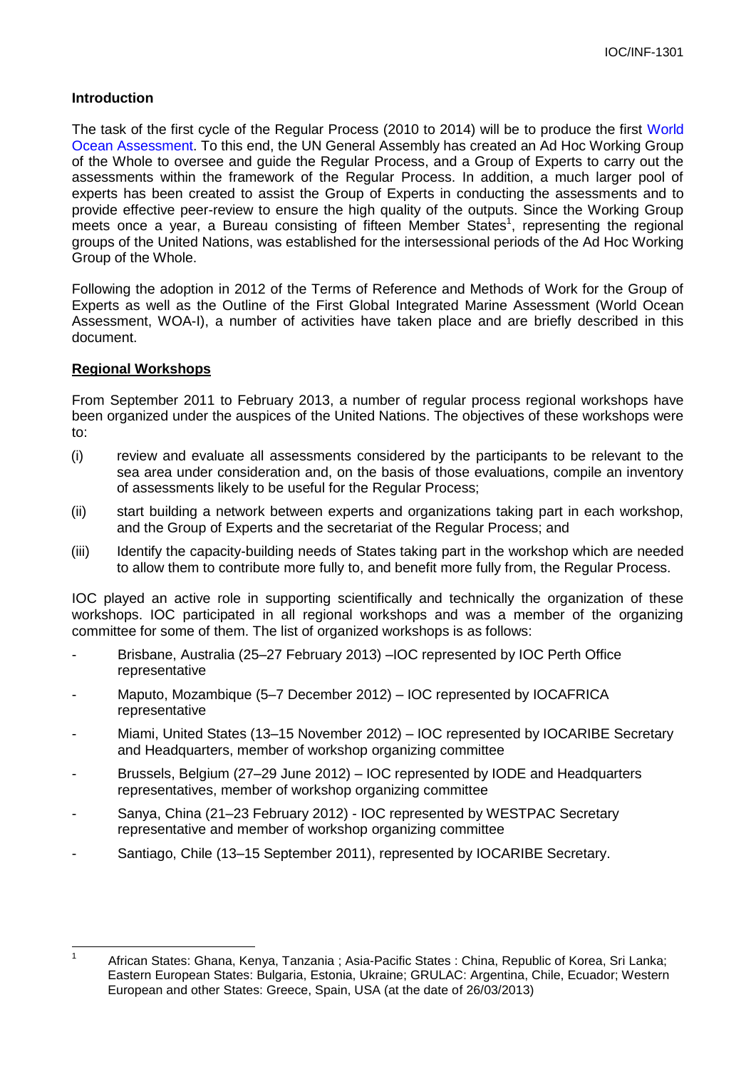## Introduction

The task of the first cycle of the Regular Process (2010 to 2014) will be to produce the first World Ocean Assessment. To this end, the UN General Assembly has created an Ad Hoc Working Group of the Whole to oversee and guide the Regular Process, and a Group of Experts to carry out the assessments within the framework of the Regular Process. In addition, a much larger pool of experts has been created to assist the Group of Experts in conducting the assessments and to provide effective peer-review to ensure the high quality of the outputs. Since the Working Group meets once a year, a Bureau consisting of fifteen Member States[1], representing the regional groups of the United Nations, was established for the intersessional periods of the Ad Hoc Working Group of the Whole.

Following the adoption in 2012 of the Terms of Reference and Methods of Work for the Group of Experts as well as the Outline of the First Global Integrated Marine Assessment (World Ocean Assessment, WOA-I), a number of activities have taken place and are briefly described in this document.

## Regional Workshops

From September 2011 to February 2013, a number of regular process regional workshops have been organized under the auspices of the United Nations. The objectives of these workshops were to:

(i) review and evaluate all assessments considered by the participants to be relevant to the sea area under consideration and, on the basis of those evaluations, compile an inventory of assessments likely to be useful for the Regular Process;

(ii) start building a network between experts and organizations taking part in each workshop, and the Group of Experts and the secretariat of the Regular Process; and

(iii) Identify the capacity-building needs of States taking part in the workshop which are needed to allow them to contribute more fully to, and benefit more fully from, the Regular Process.

IOC played an active role in supporting scientifically and technically the organization of these workshops. IOC participated in all regional workshops and was a member of the organizing committee for some of them. The list of organized workshops is as follows:

- Brisbane, Australia (25–27 February 2013) –IOC represented by IOC Perth Office representative
- Maputo, Mozambique (5–7 December 2012) – IOC represented by IOCAFRICA representative
- Miami, United States (13–15 November 2012) – IOC represented by IOCARIBE Secretary and Headquarters, member of workshop organizing committee
- Brussels, Belgium (27–29 June 2012) – IOC represented by IODE and Headquarters representatives, member of workshop organizing committee
- Sanya, China (21–23 February 2012) - IOC represented by WESTPAC Secretary representative and member of workshop organizing committee
- Santiago, Chile (13–15 September 2011), represented by IOCARIBE Secretary.

[1] African States: Ghana, Kenya, Tanzania ; Asia-Pacific States : China, Republic of Korea, Sri Lanka; Eastern European States: Bulgaria, Estonia, Ukraine; GRULAC: Argentina, Chile, Ecuador; Western European and other States: Greece, Spain, USA (at the date of 26/03/2013)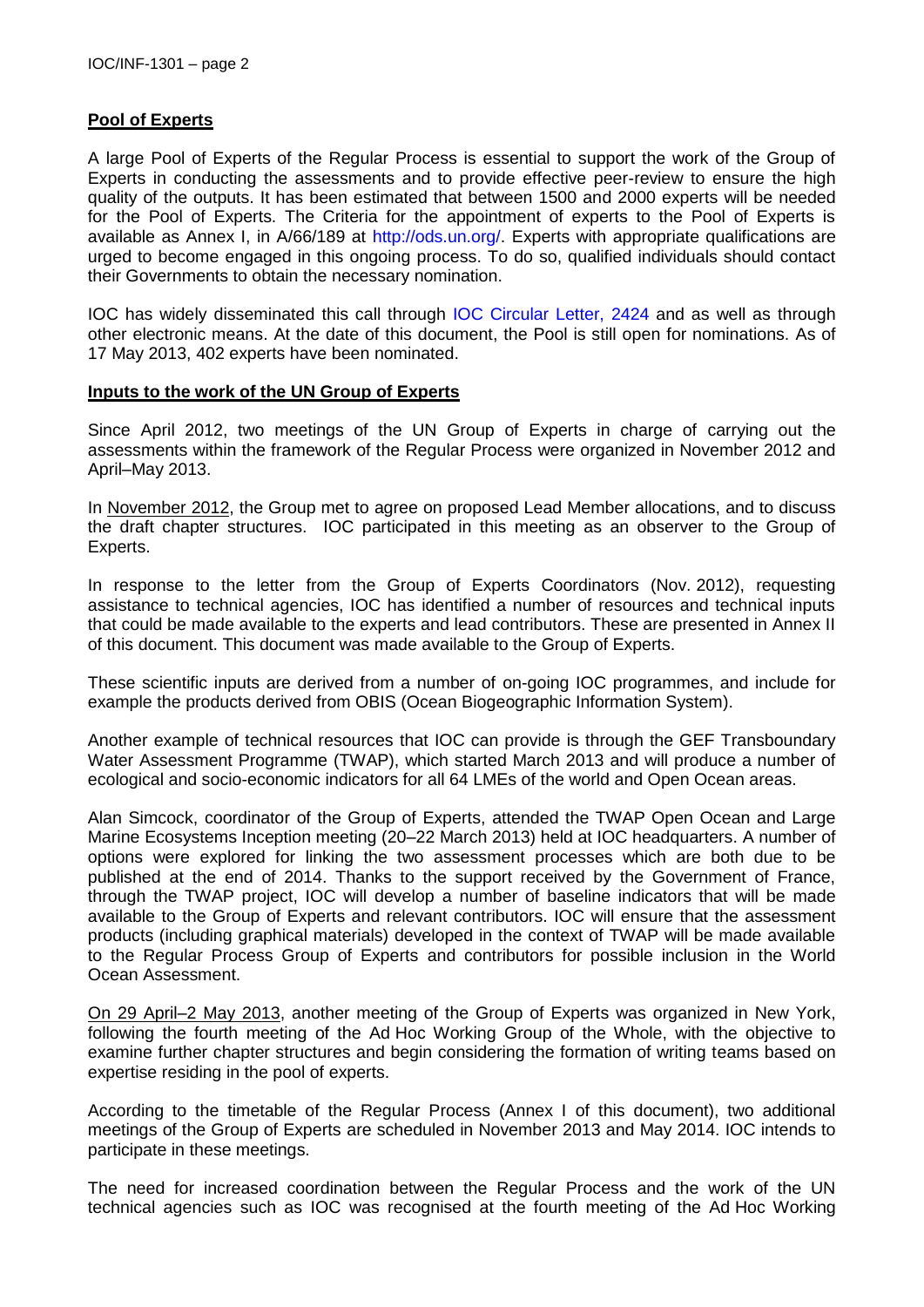**Pool of Experts**

A large Pool of Experts of the Regular Process is essential to support the work of the Group of Experts in conducting the assessments and to provide effective peer-review to ensure the high quality of the outputs. It has been estimated that between 1500 and 2000 experts will be needed for the Pool of Experts. The Criteria for the appointment of experts to the Pool of Experts is available as Annex I, in A/66/189 at http://ods.un.org/. Experts with appropriate qualifications are urged to become engaged in this ongoing process. To do so, qualified individuals should contact their Governments to obtain the necessary nomination.

IOC has widely disseminated this call through IOC Circular Letter, 2424 and as well as through other electronic means. At the date of this document, the Pool is still open for nominations. As of 17 May 2013, 402 experts have been nominated.

**Inputs to the work of the UN Group of Experts**

Since April 2012, two meetings of the UN Group of Experts in charge of carrying out the assessments within the framework of the Regular Process were organized in November 2012 and April–May 2013.

In November 2012, the Group met to agree on proposed Lead Member allocations, and to discuss the draft chapter structures. IOC participated in this meeting as an observer to the Group of Experts.

In response to the letter from the Group of Experts Coordinators (Nov. 2012), requesting assistance to technical agencies, IOC has identified a number of resources and technical inputs that could be made available to the experts and lead contributors. These are presented in Annex II of this document. This document was made available to the Group of Experts.

These scientific inputs are derived from a number of on-going IOC programmes, and include for example the products derived from OBIS (Ocean Biogeographic Information System).

Another example of technical resources that IOC can provide is through the GEF Transboundary Water Assessment Programme (TWAP), which started March 2013 and will produce a number of ecological and socio-economic indicators for all 64 LMEs of the world and Open Ocean areas.

Alan Simcock, coordinator of the Group of Experts, attended the TWAP Open Ocean and Large Marine Ecosystems Inception meeting (20–22 March 2013) held at IOC headquarters. A number of options were explored for linking the two assessment processes which are both due to be published at the end of 2014. Thanks to the support received by the Government of France, through the TWAP project, IOC will develop a number of baseline indicators that will be made available to the Group of Experts and relevant contributors. IOC will ensure that the assessment products (including graphical materials) developed in the context of TWAP will be made available to the Regular Process Group of Experts and contributors for possible inclusion in the World Ocean Assessment.

On 29 April–2 May 2013, another meeting of the Group of Experts was organized in New York, following the fourth meeting of the Ad Hoc Working Group of the Whole, with the objective to examine further chapter structures and begin considering the formation of writing teams based on expertise residing in the pool of experts.

According to the timetable of the Regular Process (Annex I of this document), two additional meetings of the Group of Experts are scheduled in November 2013 and May 2014. IOC intends to participate in these meetings.

The need for increased coordination between the Regular Process and the work of the UN technical agencies such as IOC was recognised at the fourth meeting of the Ad Hoc Working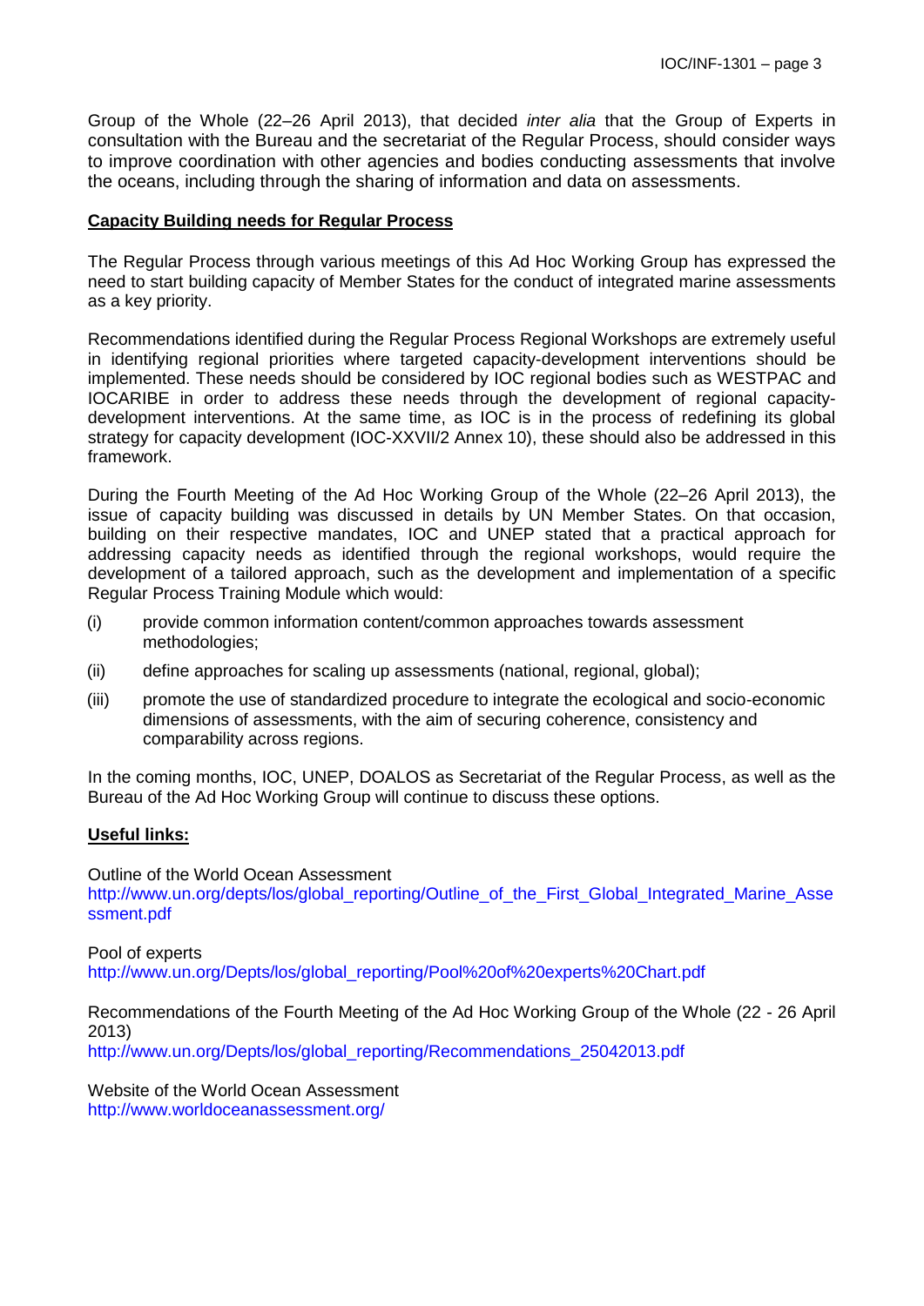Group of the Whole (22–26 April 2013), that decided *inter alia* that the Group of Experts in consultation with the Bureau and the secretariat of the Regular Process, should consider ways to improve coordination with other agencies and bodies conducting assessments that involve the oceans, including through the sharing of information and data on assessments.

**Capacity Building needs for Regular Process**

The Regular Process through various meetings of this Ad Hoc Working Group has expressed the need to start building capacity of Member States for the conduct of integrated marine assessments as a key priority.

Recommendations identified during the Regular Process Regional Workshops are extremely useful in identifying regional priorities where targeted capacity-development interventions should be implemented. These needs should be considered by IOC regional bodies such as WESTPAC and IOCARIBE in order to address these needs through the development of regional capacity-development interventions. At the same time, as IOC is in the process of redefining its global strategy for capacity development (IOC-XXVII/2 Annex 10), these should also be addressed in this framework.

During the Fourth Meeting of the Ad Hoc Working Group of the Whole (22–26 April 2013), the issue of capacity building was discussed in details by UN Member States. On that occasion, building on their respective mandates, IOC and UNEP stated that a practical approach for addressing capacity needs as identified through the regional workshops, would require the development of a tailored approach, such as the development and implementation of a specific Regular Process Training Module which would:

(i) provide common information content/common approaches towards assessment methodologies;

(ii) define approaches for scaling up assessments (national, regional, global);

(iii) promote the use of standardized procedure to integrate the ecological and socio-economic dimensions of assessments, with the aim of securing coherence, consistency and comparability across regions.

In the coming months, IOC, UNEP, DOALOS as Secretariat of the Regular Process, as well as the Bureau of the Ad Hoc Working Group will continue to discuss these options.

**Useful links:**

Outline of the World Ocean Assessment
http://www.un.org/depts/los/global_reporting/Outline_of_the_First_Global_Integrated_Marine_Assessment.pdf

Pool of experts
http://www.un.org/Depts/los/global_reporting/Pool%20of%20experts%20Chart.pdf

Recommendations of the Fourth Meeting of the Ad Hoc Working Group of the Whole (22 - 26 April 2013)
http://www.un.org/Depts/los/global_reporting/Recommendations_25042013.pdf

Website of the World Ocean Assessment
http://www.worldoceanassessment.org/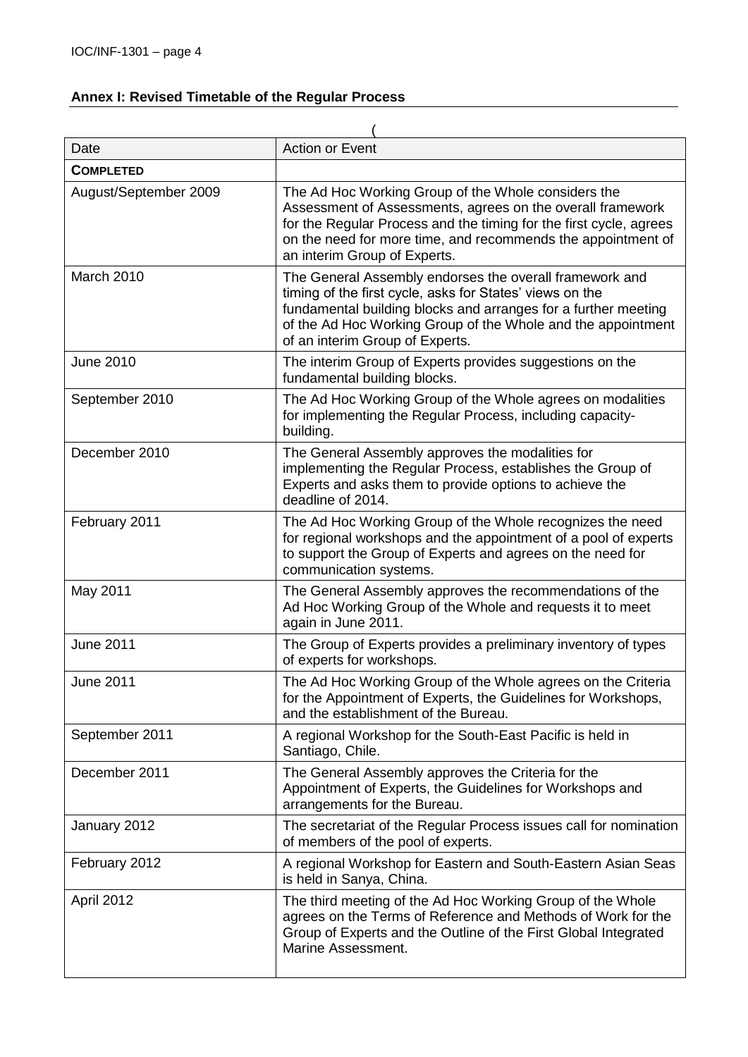## Annex I: Revised Timetable of the Regular Process

(

| Date | Action or Event |
|---|---|
| **COMPLETED** | |
| August/September 2009 | The Ad Hoc Working Group of the Whole considers the Assessment of Assessments, agrees on the overall framework for the Regular Process and the timing for the first cycle, agrees on the need for more time, and recommends the appointment of an interim Group of Experts. |
| March 2010 | The General Assembly endorses the overall framework and timing of the first cycle, asks for States' views on the fundamental building blocks and arranges for a further meeting of the Ad Hoc Working Group of the Whole and the appointment of an interim Group of Experts. |
| June 2010 | The interim Group of Experts provides suggestions on the fundamental building blocks. |
| September 2010 | The Ad Hoc Working Group of the Whole agrees on modalities for implementing the Regular Process, including capacity-building. |
| December 2010 | The General Assembly approves the modalities for implementing the Regular Process, establishes the Group of Experts and asks them to provide options to achieve the deadline of 2014. |
| February 2011 | The Ad Hoc Working Group of the Whole recognizes the need for regional workshops and the appointment of a pool of experts to support the Group of Experts and agrees on the need for communication systems. |
| May 2011 | The General Assembly approves the recommendations of the Ad Hoc Working Group of the Whole and requests it to meet again in June 2011. |
| June 2011 | The Group of Experts provides a preliminary inventory of types of experts for workshops. |
| June 2011 | The Ad Hoc Working Group of the Whole agrees on the Criteria for the Appointment of Experts, the Guidelines for Workshops, and the establishment of the Bureau. |
| September 2011 | A regional Workshop for the South-East Pacific is held in Santiago, Chile. |
| December 2011 | The General Assembly approves the Criteria for the Appointment of Experts, the Guidelines for Workshops and arrangements for the Bureau. |
| January 2012 | The secretariat of the Regular Process issues call for nomination of members of the pool of experts. |
| February 2012 | A regional Workshop for Eastern and South-Eastern Asian Seas is held in Sanya, China. |
| April 2012 | The third meeting of the Ad Hoc Working Group of the Whole agrees on the Terms of Reference and Methods of Work for the Group of Experts and the Outline of the First Global Integrated Marine Assessment. |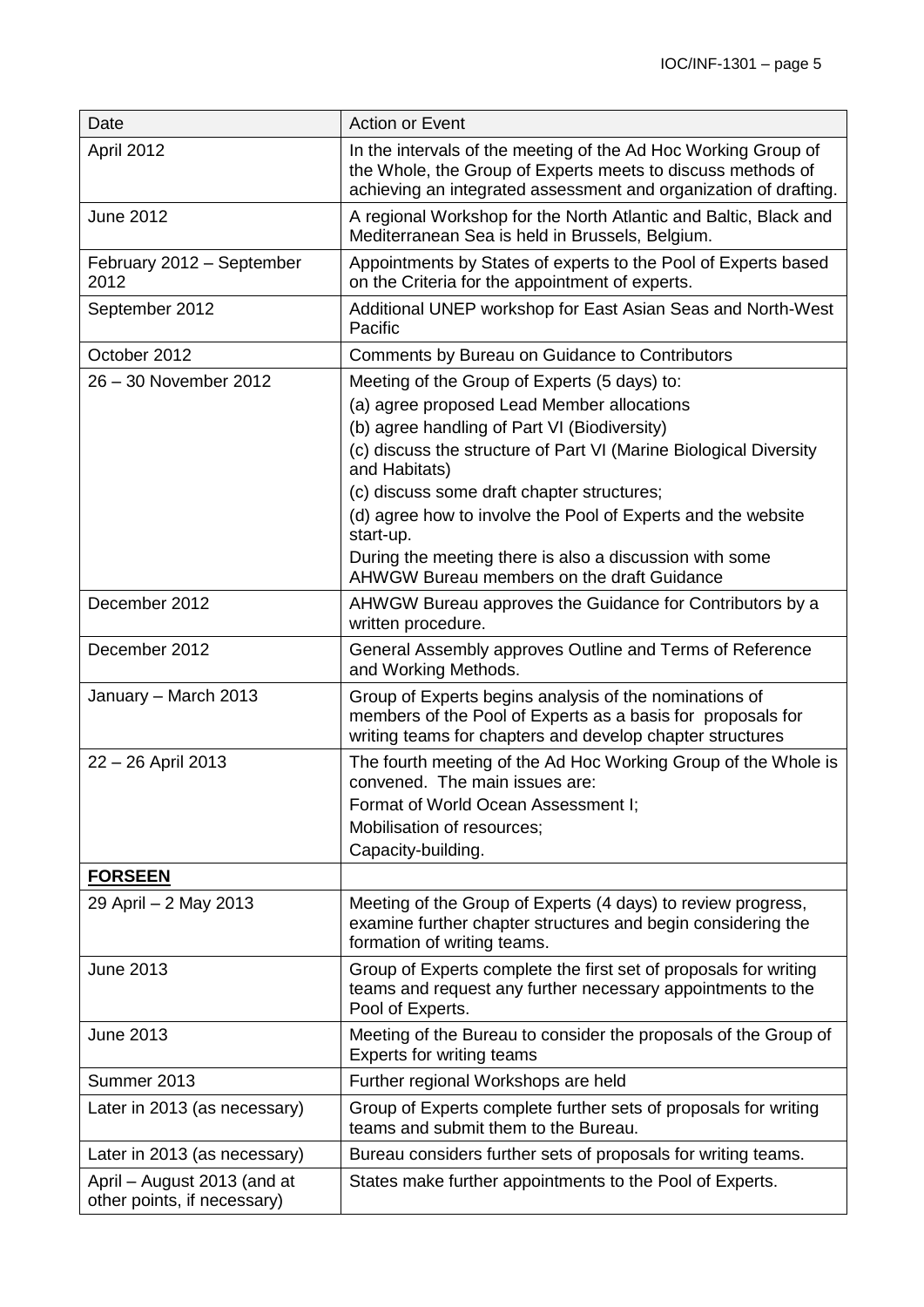| Date | Action or Event |
|---|---|
| April 2012 | In the intervals of the meeting of the Ad Hoc Working Group of the Whole, the Group of Experts meets to discuss methods of achieving an integrated assessment and organization of drafting. |
| June 2012 | A regional Workshop for the North Atlantic and Baltic, Black and Mediterranean Sea is held in Brussels, Belgium. |
| February 2012 – September 2012 | Appointments by States of experts to the Pool of Experts based on the Criteria for the appointment of experts. |
| September 2012 | Additional UNEP workshop for East Asian Seas and North-West Pacific |
| October 2012 | Comments by Bureau on Guidance to Contributors |
| 26 – 30 November 2012 | Meeting of the Group of Experts (5 days) to:<br>(a) agree proposed Lead Member allocations<br>(b) agree handling of Part VI (Biodiversity)<br>(c) discuss the structure of Part VI (Marine Biological Diversity and Habitats)<br>(c) discuss some draft chapter structures;<br>(d) agree how to involve the Pool of Experts and the website start-up.<br>During the meeting there is also a discussion with some AHWGW Bureau members on the draft Guidance |
| December 2012 | AHWGW Bureau approves the Guidance for Contributors by a written procedure. |
| December 2012 | General Assembly approves Outline and Terms of Reference and Working Methods. |
| January – March 2013 | Group of Experts begins analysis of the nominations of members of the Pool of Experts as a basis for proposals for writing teams for chapters and develop chapter structures |
| 22 – 26 April 2013 | The fourth meeting of the Ad Hoc Working Group of the Whole is convened. The main issues are:<br>Format of World Ocean Assessment I;<br>Mobilisation of resources;<br>Capacity-building. |
| **<u>FORSEEN</u>** | |
| 29 April – 2 May 2013 | Meeting of the Group of Experts (4 days) to review progress, examine further chapter structures and begin considering the formation of writing teams. |
| June 2013 | Group of Experts complete the first set of proposals for writing teams and request any further necessary appointments to the Pool of Experts. |
| June 2013 | Meeting of the Bureau to consider the proposals of the Group of Experts for writing teams |
| Summer 2013 | Further regional Workshops are held |
| Later in 2013 (as necessary) | Group of Experts complete further sets of proposals for writing teams and submit them to the Bureau. |
| Later in 2013 (as necessary) | Bureau considers further sets of proposals for writing teams. |
| April – August 2013 (and at other points, if necessary) | States make further appointments to the Pool of Experts. |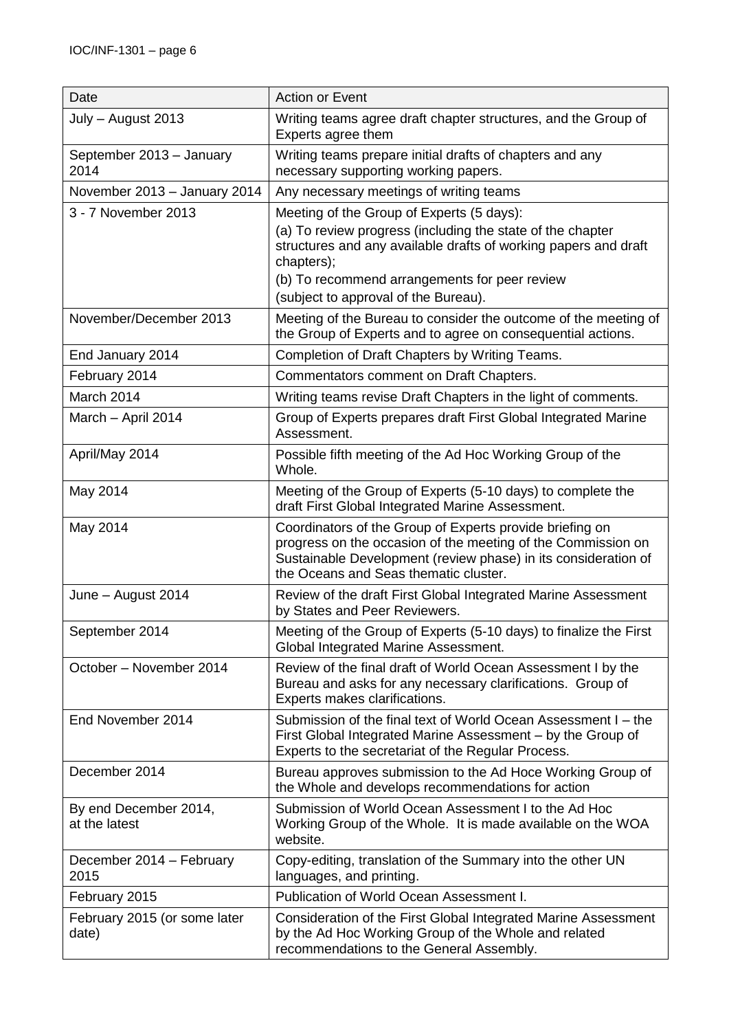| Date | Action or Event |
|---|---|
| July – August 2013 | Writing teams agree draft chapter structures, and the Group of Experts agree them |
| September 2013 – January 2014 | Writing teams prepare initial drafts of chapters and any necessary supporting working papers. |
| November 2013 – January 2014 | Any necessary meetings of writing teams |
| 3 - 7 November 2013 | Meeting of the Group of Experts (5 days):<br>(a) To review progress (including the state of the chapter structures and any available drafts of working papers and draft chapters);<br>(b) To recommend arrangements for peer review<br>(subject to approval of the Bureau). |
| November/December 2013 | Meeting of the Bureau to consider the outcome of the meeting of the Group of Experts and to agree on consequential actions. |
| End January 2014 | Completion of Draft Chapters by Writing Teams. |
| February 2014 | Commentators comment on Draft Chapters. |
| March 2014 | Writing teams revise Draft Chapters in the light of comments. |
| March – April 2014 | Group of Experts prepares draft First Global Integrated Marine Assessment. |
| April/May 2014 | Possible fifth meeting of the Ad Hoc Working Group of the Whole. |
| May 2014 | Meeting of the Group of Experts (5-10 days) to complete the draft First Global Integrated Marine Assessment. |
| May 2014 | Coordinators of the Group of Experts provide briefing on progress on the occasion of the meeting of the Commission on Sustainable Development (review phase) in its consideration of the Oceans and Seas thematic cluster. |
| June – August 2014 | Review of the draft First Global Integrated Marine Assessment by States and Peer Reviewers. |
| September 2014 | Meeting of the Group of Experts (5-10 days) to finalize the First Global Integrated Marine Assessment. |
| October – November 2014 | Review of the final draft of World Ocean Assessment I by the Bureau and asks for any necessary clarifications. Group of Experts makes clarifications. |
| End November 2014 | Submission of the final text of World Ocean Assessment I – the First Global Integrated Marine Assessment – by the Group of Experts to the secretariat of the Regular Process. |
| December 2014 | Bureau approves submission to the Ad Hoce Working Group of the Whole and develops recommendations for action |
| By end December 2014, at the latest | Submission of World Ocean Assessment I to the Ad Hoc Working Group of the Whole. It is made available on the WOA website. |
| December 2014 – February 2015 | Copy-editing, translation of the Summary into the other UN languages, and printing. |
| February 2015 | Publication of World Ocean Assessment I. |
| February 2015 (or some later date) | Consideration of the First Global Integrated Marine Assessment by the Ad Hoc Working Group of the Whole and related recommendations to the General Assembly. |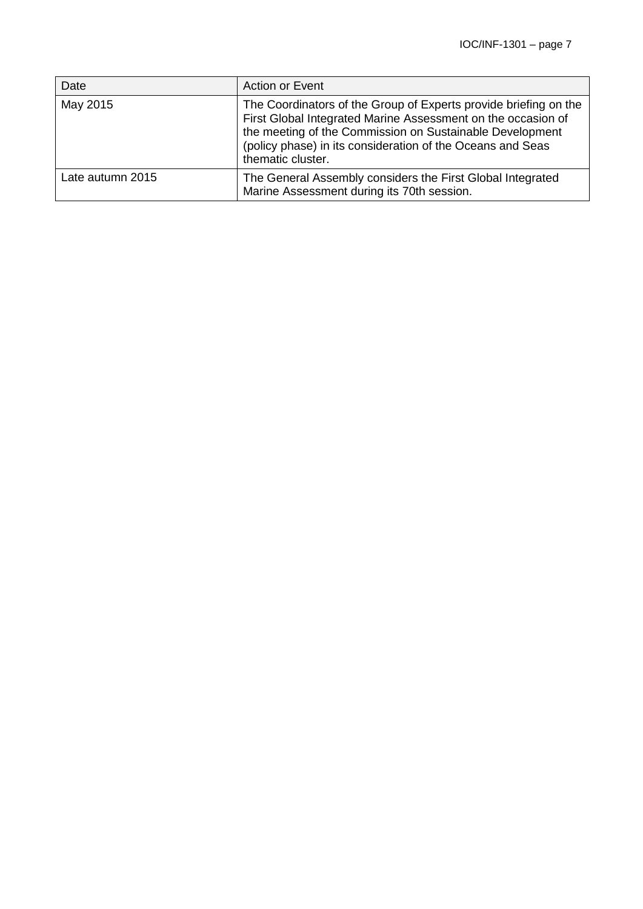| Date | Action or Event |
| --- | --- |
| May 2015 | The Coordinators of the Group of Experts provide briefing on the First Global Integrated Marine Assessment on the occasion of the meeting of the Commission on Sustainable Development (policy phase) in its consideration of the Oceans and Seas thematic cluster. |
| Late autumn 2015 | The General Assembly considers the First Global Integrated Marine Assessment during its 70th session. |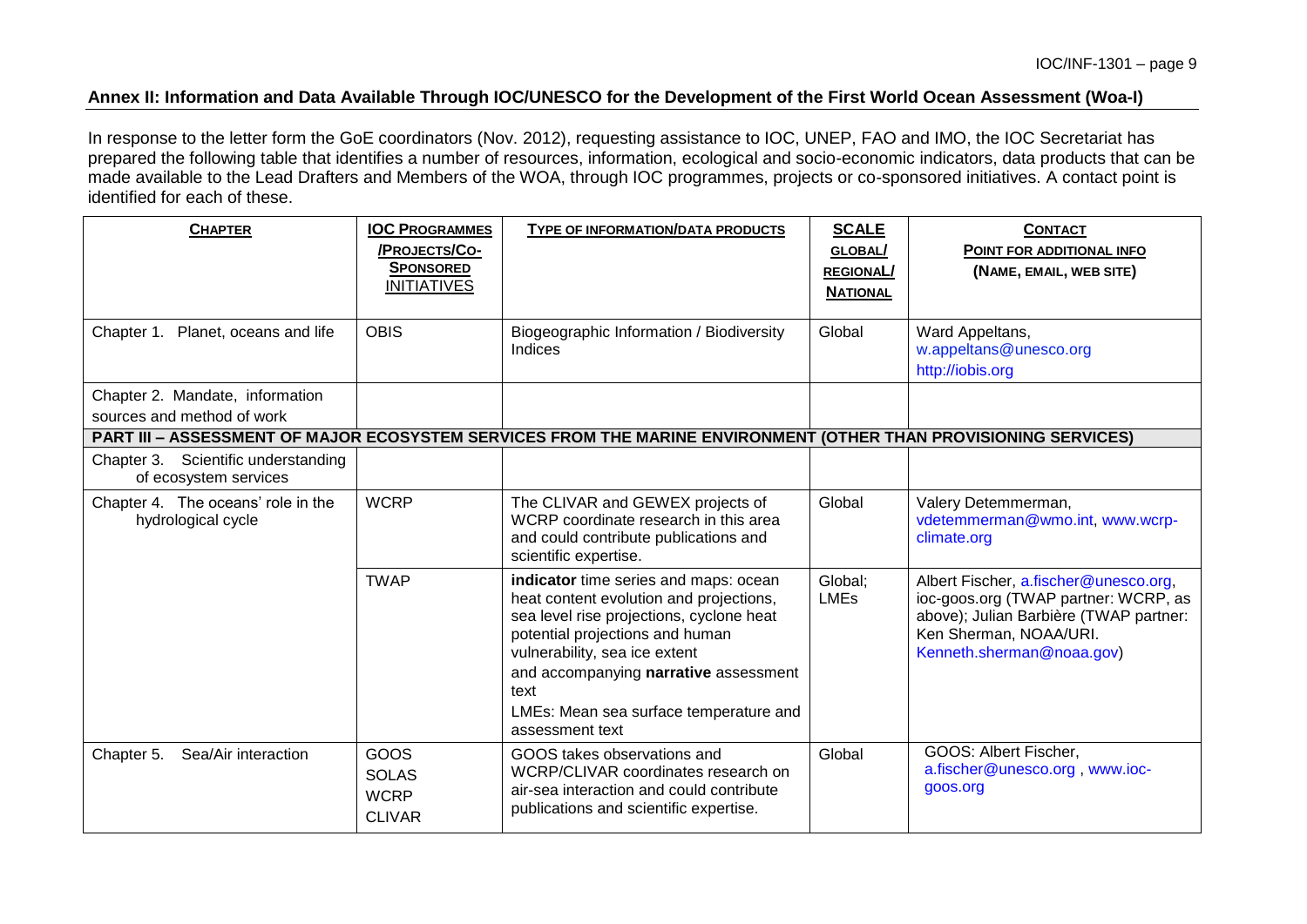## Annex II: Information and Data Available Through IOC/UNESCO for the Development of the First World Ocean Assessment (Woa-I)

In response to the letter form the GoE coordinators (Nov. 2012), requesting assistance to IOC, UNEP, FAO and IMO, the IOC Secretariat has prepared the following table that identifies a number of resources, information, ecological and socio-economic indicators, data products that can be made available to the Lead Drafters and Members of the WOA, through IOC programmes, projects or co-sponsored initiatives. A contact point is identified for each of these.

| CHAPTER | IOC PROGRAMMES /PROJECTS/CO-SPONSORED INITIATIVES | TYPE OF INFORMATION/DATA PRODUCTS | SCALE GLOBAL/ REGIONAL/ NATIONAL | CONTACT POINT FOR ADDITIONAL INFO (NAME, EMAIL, WEB SITE) |
|---|---|---|---|---|
| Chapter 1. Planet, oceans and life | OBIS | Biogeographic Information / Biodiversity Indices | Global | Ward Appeltans, w.appeltans@unesco.org http://iobis.org |
| Chapter 2. Mandate, information sources and method of work | | | | |
| **PART III – ASSESSMENT OF MAJOR ECOSYSTEM SERVICES FROM THE MARINE ENVIRONMENT (OTHER THAN PROVISIONING SERVICES)** | | | | |
| Chapter 3. Scientific understanding of ecosystem services | | | | |
| Chapter 4. The oceans' role in the hydrological cycle | WCRP | The CLIVAR and GEWEX projects of WCRP coordinate research in this area and could contribute publications and scientific expertise. | Global | Valery Detemmerman, vdetemmerman@wmo.int, www.wcrp-climate.org |
| | TWAP | **indicator** time series and maps: ocean heat content evolution and projections, sea level rise projections, cyclone heat potential projections and human vulnerability, sea ice extent and accompanying **narrative** assessment text<br>LMEs: Mean sea surface temperature and assessment text | Global; LMEs | Albert Fischer, a.fischer@unesco.org, ioc-goos.org (TWAP partner: WCRP, as above); Julian Barbière (TWAP partner: Ken Sherman, NOAA/URI. Kenneth.sherman@noaa.gov) |
| Chapter 5. Sea/Air interaction | GOOS<br>SOLAS<br>WCRP<br>CLIVAR | GOOS takes observations and WCRP/CLIVAR coordinates research on air-sea interaction and could contribute publications and scientific expertise. | Global | GOOS: Albert Fischer, a.fischer@unesco.org , www.ioc-goos.org |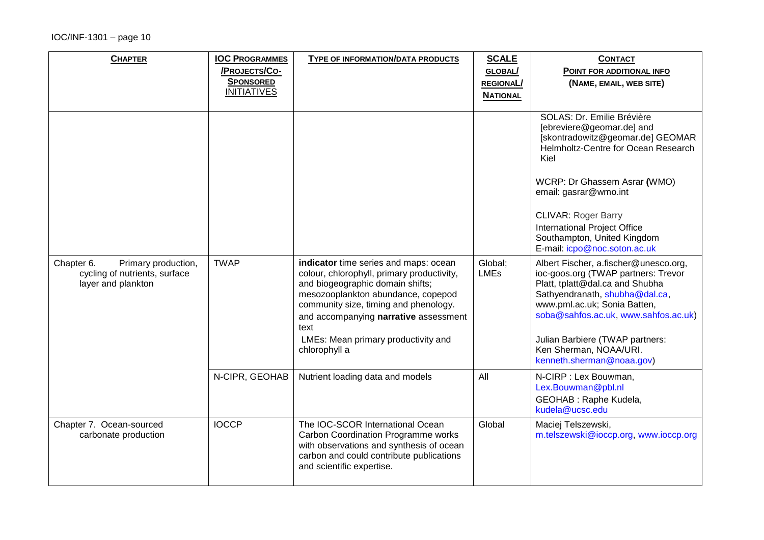| **CHAPTER** | **IOC PROGRAMMES /PROJECTS/CO-SPONSORED INITIATIVES** | **TYPE OF INFORMATION/DATA PRODUCTS** | **SCALE GLOBAL/ REGIONAL/ NATIONAL** | **CONTACT POINT FOR ADDITIONAL INFO (NAME, EMAIL, WEB SITE)** |
|---|---|---|---|---|
| | | | | SOLAS: Dr. Emilie Brévière [ebreviere@geomar.de] and [skontradowitz@geomar.de] GEOMAR Helmholtz-Centre for Ocean Research Kiel<br><br>WCRP: Dr Ghassem Asrar **(**WMO) email: gasrar@wmo.int<br><br>CLIVAR: Roger Barry International Project Office Southampton, United Kingdom E-mail: icpo@noc.soton.ac.uk |
| Chapter 6. Primary production, cycling of nutrients, surface layer and plankton | TWAP | **indicator** time series and maps: ocean colour, chlorophyll, primary productivity, and biogeographic domain shifts; mesozooplankton abundance, copepod community size, timing and phenology. and accompanying **narrative** assessment text<br>LMEs: Mean primary productivity and chlorophyll a | Global; LMEs | Albert Fischer, a.fischer@unesco.org, ioc-goos.org (TWAP partners: Trevor Platt, tplatt@dal.ca and Shubha Sathyendranath, shubha@dal.ca, www.pml.ac.uk; Sonia Batten, soba@sahfos.ac.uk, www.sahfos.ac.uk)<br><br>Julian Barbiere (TWAP partners: Ken Sherman, NOAA/URI. kenneth.sherman@noaa.gov) |
| | N-CIPR, GEOHAB | Nutrient loading data and models | All | N-CIRP : Lex Bouwman, Lex.Bouwman@pbl.nl<br>GEOHAB : Raphe Kudela, kudela@ucsc.edu |
| Chapter 7. Ocean-sourced carbonate production | IOCCP | The IOC-SCOR International Ocean Carbon Coordination Programme works with observations and synthesis of ocean carbon and could contribute publications and scientific expertise. | Global | Maciej Telszewski, m.telszewski@ioccp.org, www.ioccp.org |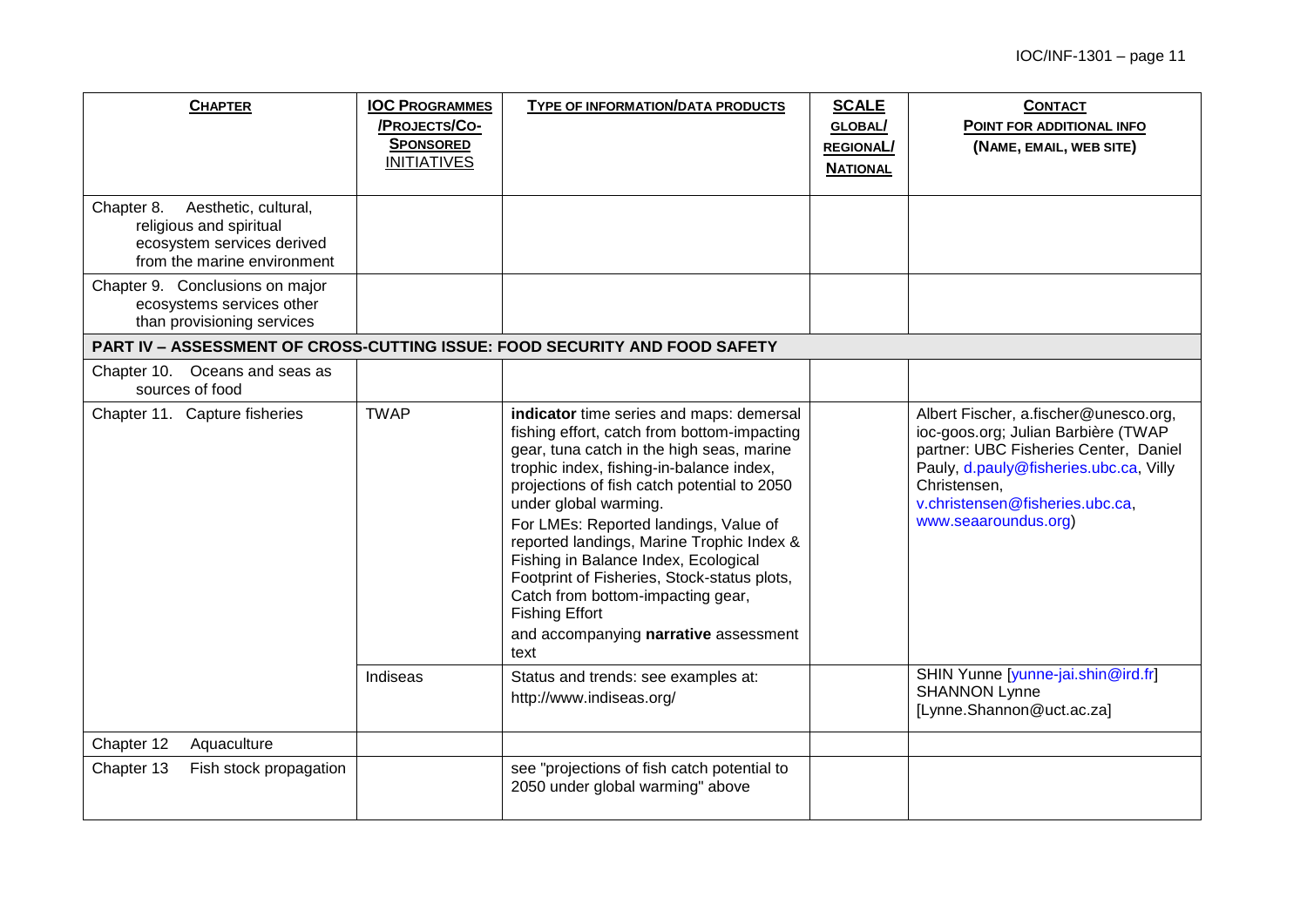| Chapter | IOC Programmes /Projects/Co-Sponsored Initiatives | Type of information/data products | Scale Global/ Regional/ National | Contact Point for additional info (Name, email, web site) |
|---|---|---|---|---|
| Chapter 8. Aesthetic, cultural, religious and spiritual ecosystem services derived from the marine environment | | | | |
| Chapter 9. Conclusions on major ecosystems services other than provisioning services | | | | |
| **PART IV – ASSESSMENT OF CROSS-CUTTING ISSUE: FOOD SECURITY AND FOOD SAFETY** | | | | |
| Chapter 10. Oceans and seas as sources of food | | | | |
| Chapter 11. Capture fisheries | TWAP | **indicator** time series and maps: demersal fishing effort, catch from bottom-impacting gear, tuna catch in the high seas, marine trophic index, fishing-in-balance index, projections of fish catch potential to 2050 under global warming.<br>For LMEs: Reported landings, Value of reported landings, Marine Trophic Index & Fishing in Balance Index, Ecological Footprint of Fisheries, Stock-status plots, Catch from bottom-impacting gear, Fishing Effort<br>and accompanying **narrative** assessment text | | Albert Fischer, a.fischer@unesco.org, ioc-goos.org; Julian Barbière (TWAP partner: UBC Fisheries Center, Daniel Pauly, d.pauly@fisheries.ubc.ca, Villy Christensen, v.christensen@fisheries.ubc.ca, www.seaaroundus.org) |
| | Indiseas | Status and trends: see examples at: http://www.indiseas.org/ | | SHIN Yunne [yunne-jai.shin@ird.fr] SHANNON Lynne [Lynne.Shannon@uct.ac.za] |
| Chapter 12 Aquaculture | | | | |
| Chapter 13 Fish stock propagation | | see "projections of fish catch potential to 2050 under global warming" above | | |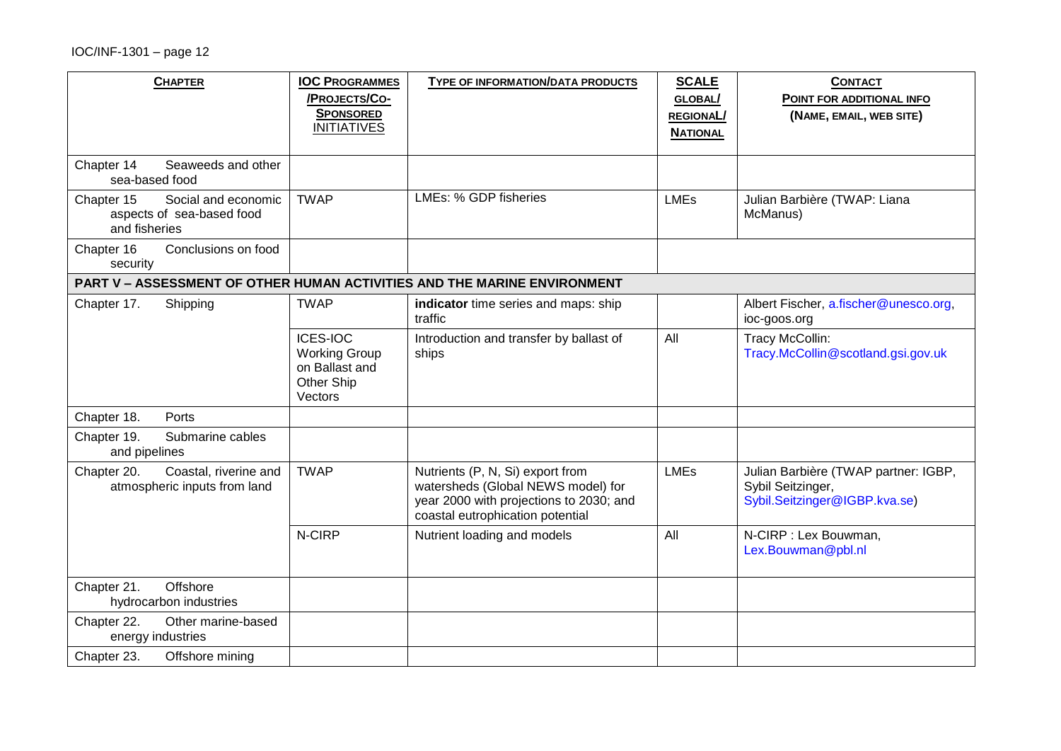| CHAPTER | IOC PROGRAMMES /PROJECTS/CO-SPONSORED INITIATIVES | TYPE OF INFORMATION/DATA PRODUCTS | SCALE GLOBAL/ REGIONAL/ NATIONAL | CONTACT POINT FOR ADDITIONAL INFO (NAME, EMAIL, WEB SITE) |
|---|---|---|---|---|
| Chapter 14 Seaweeds and other sea-based food | | | | |
| Chapter 15 Social and economic aspects of sea-based food and fisheries | TWAP | LMEs: % GDP fisheries | LMEs | Julian Barbière (TWAP: Liana McManus) |
| Chapter 16 Conclusions on food security | | | | |
| **PART V – ASSESSMENT OF OTHER HUMAN ACTIVITIES AND THE MARINE ENVIRONMENT** | | | | |
| Chapter 17. Shipping | TWAP | **indicator** time series and maps: ship traffic | | Albert Fischer, a.fischer@unesco.org, ioc-goos.org |
| | ICES-IOC Working Group on Ballast and Other Ship Vectors | Introduction and transfer by ballast of ships | All | Tracy McCollin: Tracy.McCollin@scotland.gsi.gov.uk |
| Chapter 18. Ports | | | | |
| Chapter 19. Submarine cables and pipelines | | | | |
| Chapter 20. Coastal, riverine and atmospheric inputs from land | TWAP | Nutrients (P, N, Si) export from watersheds (Global NEWS model) for year 2000 with projections to 2030; and coastal eutrophication potential | LMEs | Julian Barbière (TWAP partner: IGBP, Sybil Seitzinger, Sybil.Seitzinger@IGBP.kva.se) |
| | N-CIRP | Nutrient loading and models | All | N-CIRP : Lex Bouwman, Lex.Bouwman@pbl.nl |
| Chapter 21. Offshore hydrocarbon industries | | | | |
| Chapter 22. Other marine-based energy industries | | | | |
| Chapter 23. Offshore mining | | | | |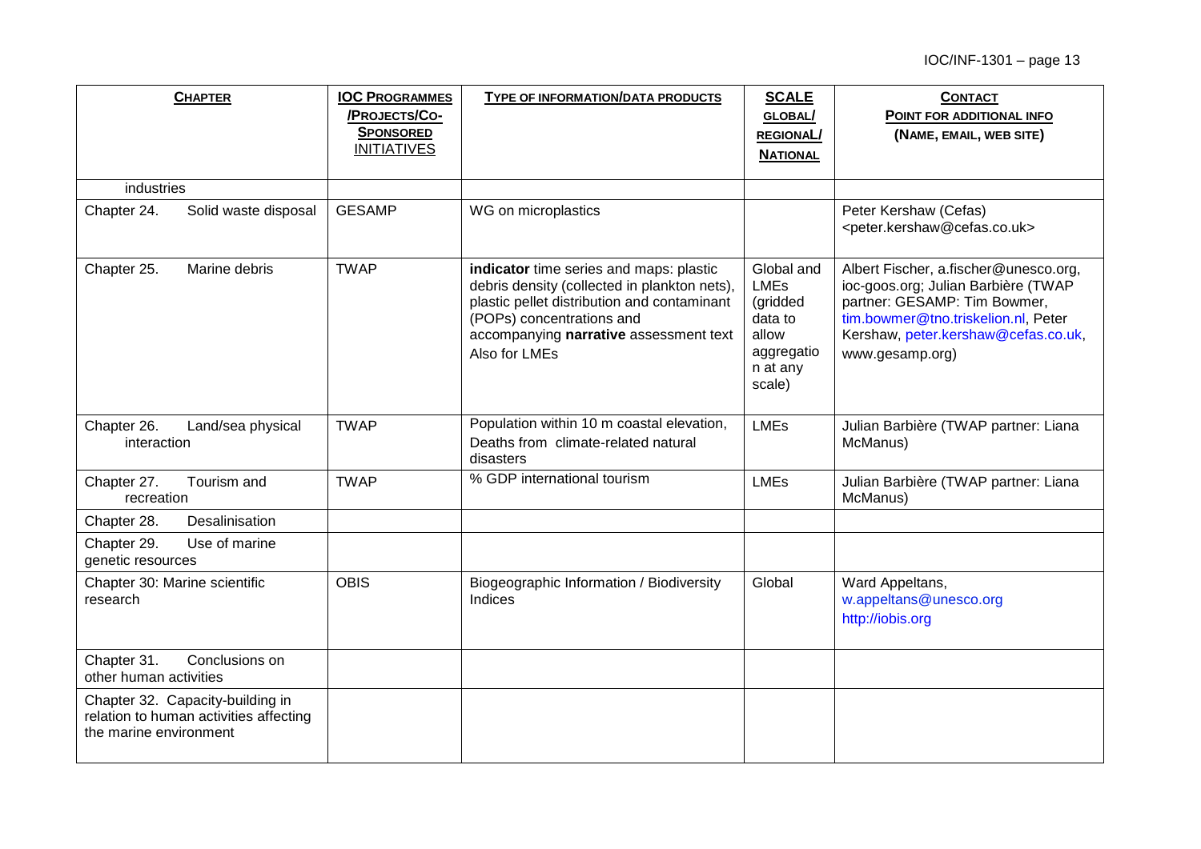| **CHAPTER** | **IOC PROGRAMMES /PROJECTS/CO-SPONSORED INITIATIVES** | **TYPE OF INFORMATION/DATA PRODUCTS** | **SCALE GLOBAL/ REGIONAL/ NATIONAL** | **CONTACT POINT FOR ADDITIONAL INFO (NAME, EMAIL, WEB SITE)** |
|---|---|---|---|---|
| industries | | | | |
| Chapter 24. Solid waste disposal | GESAMP | WG on microplastics | | Peter Kershaw (Cefas) <peter.kershaw@cefas.co.uk> |
| Chapter 25. Marine debris | TWAP | **indicator** time series and maps: plastic debris density (collected in plankton nets), plastic pellet distribution and contaminant (POPs) concentrations and accompanying **narrative** assessment text Also for LMEs | Global and LMEs (gridded data to allow aggregation at any scale) | Albert Fischer, a.fischer@unesco.org, ioc-goos.org; Julian Barbière (TWAP partner: GESAMP: Tim Bowmer, tim.bowmer@tno.triskelion.nl, Peter Kershaw, peter.kershaw@cefas.co.uk, www.gesamp.org) |
| Chapter 26. Land/sea physical interaction | TWAP | Population within 10 m coastal elevation, Deaths from climate-related natural disasters | LMEs | Julian Barbière (TWAP partner: Liana McManus) |
| Chapter 27. Tourism and recreation | TWAP | % GDP international tourism | LMEs | Julian Barbière (TWAP partner: Liana McManus) |
| Chapter 28. Desalinisation | | | | |
| Chapter 29. Use of marine genetic resources | | | | |
| Chapter 30: Marine scientific research | OBIS | Biogeographic Information / Biodiversity Indices | Global | Ward Appeltans, w.appeltans@unesco.org http://iobis.org |
| Chapter 31. Conclusions on other human activities | | | | |
| Chapter 32. Capacity-building in relation to human activities affecting the marine environment | | | | |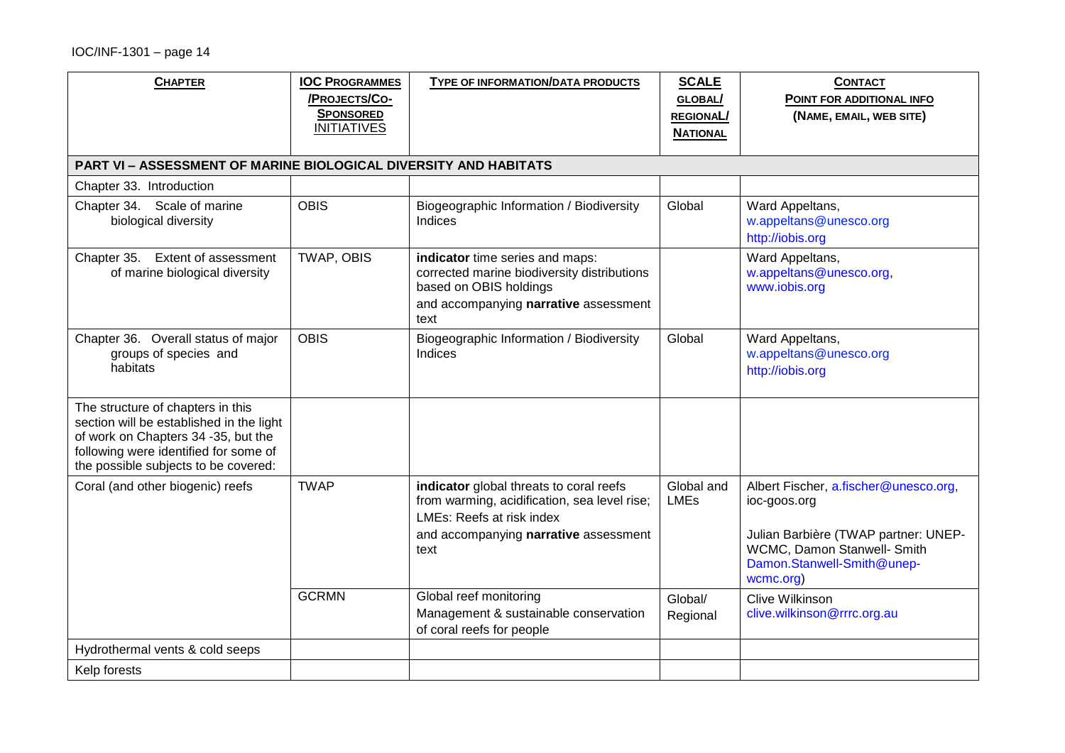| CHAPTER | IOC PROGRAMMES /PROJECTS/CO-SPONSORED INITIATIVES | TYPE OF INFORMATION/DATA PRODUCTS | SCALE GLOBAL/ REGIONAL/ NATIONAL | CONTACT POINT FOR ADDITIONAL INFO (NAME, EMAIL, WEB SITE) |
|---|---|---|---|---|
| **PART VI – ASSESSMENT OF MARINE BIOLOGICAL DIVERSITY AND HABITATS** | | | | |
| Chapter 33. Introduction | | | | |
| Chapter 34. Scale of marine biological diversity | OBIS | Biogeographic Information / Biodiversity Indices | Global | Ward Appeltans, w.appeltans@unesco.org http://iobis.org |
| Chapter 35. Extent of assessment of marine biological diversity | TWAP, OBIS | **indicator** time series and maps: corrected marine biodiversity distributions based on OBIS holdings and accompanying **narrative** assessment text | | Ward Appeltans, w.appeltans@unesco.org, www.iobis.org |
| Chapter 36. Overall status of major groups of species and habitats | OBIS | Biogeographic Information / Biodiversity Indices | Global | Ward Appeltans, w.appeltans@unesco.org http://iobis.org |
| The structure of chapters in this section will be established in the light of work on Chapters 34 -35, but the following were identified for some of the possible subjects to be covered: | | | | |
| Coral (and other biogenic) reefs | TWAP | **indicator** global threats to coral reefs from warming, acidification, sea level rise; LMEs: Reefs at risk index and accompanying **narrative** assessment text | Global and LMEs | Albert Fischer, a.fischer@unesco.org, ioc-goos.org Julian Barbière (TWAP partner: UNEP-WCMC, Damon Stanwell- Smith Damon.Stanwell-Smith@unep-wcmc.org) |
| | GCRMN | Global reef monitoring Management & sustainable conservation of coral reefs for people | Global/ Regional | Clive Wilkinson clive.wilkinson@rrrc.org.au |
| Hydrothermal vents & cold seeps | | | | |
| Kelp forests | | | | |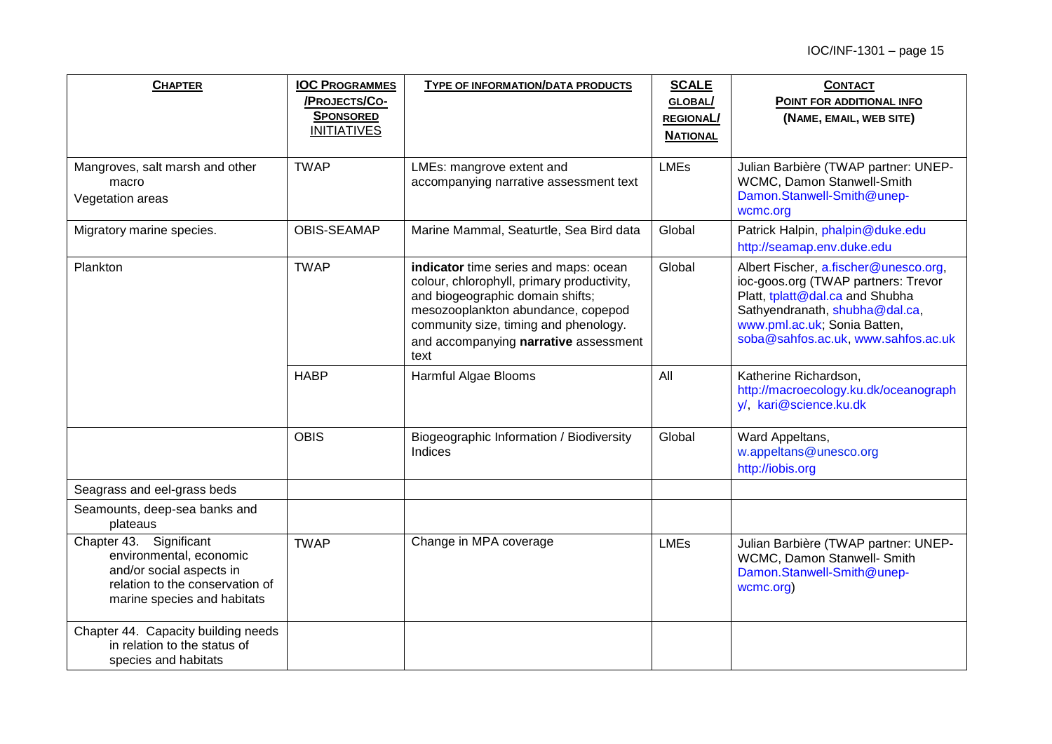| CHAPTER | IOC PROGRAMMES /PROJECTS/CO-SPONSORED INITIATIVES | TYPE OF INFORMATION/DATA PRODUCTS | SCALE GLOBAL/ REGIONAL/ NATIONAL | CONTACT POINT FOR ADDITIONAL INFO (NAME, EMAIL, WEB SITE) |
|---|---|---|---|---|
| Mangroves, salt marsh and other macro Vegetation areas | TWAP | LMEs: mangrove extent and accompanying narrative assessment text | LMEs | Julian Barbière (TWAP partner: UNEP-WCMC, Damon Stanwell-Smith Damon.Stanwell-Smith@unep-wcmc.org |
| Migratory marine species. | OBIS-SEAMAP | Marine Mammal, Seaturtle, Sea Bird data | Global | Patrick Halpin, phalpin@duke.edu http://seamap.env.duke.edu |
| Plankton | TWAP | **indicator** time series and maps: ocean colour, chlorophyll, primary productivity, and biogeographic domain shifts; mesozooplankton abundance, copepod community size, timing and phenology. and accompanying **narrative** assessment text | Global | Albert Fischer, a.fischer@unesco.org, ioc-goos.org (TWAP partners: Trevor Platt, tplatt@dal.ca and Shubha Sathyendranath, shubha@dal.ca, www.pml.ac.uk; Sonia Batten, soba@sahfos.ac.uk, www.sahfos.ac.uk |
| | HABP | Harmful Algae Blooms | All | Katherine Richardson, http://macroecology.ku.dk/oceanography/, kari@science.ku.dk |
| | OBIS | Biogeographic Information / Biodiversity Indices | Global | Ward Appeltans, w.appeltans@unesco.org http://iobis.org |
| Seagrass and eel-grass beds | | | | |
| Seamounts, deep-sea banks and plateaus | | | | |
| Chapter 43. Significant environmental, economic and/or social aspects in relation to the conservation of marine species and habitats | TWAP | Change in MPA coverage | LMEs | Julian Barbière (TWAP partner: UNEP-WCMC, Damon Stanwell- Smith Damon.Stanwell-Smith@unep-wcmc.org) |
| Chapter 44. Capacity building needs in relation to the status of species and habitats | | | | |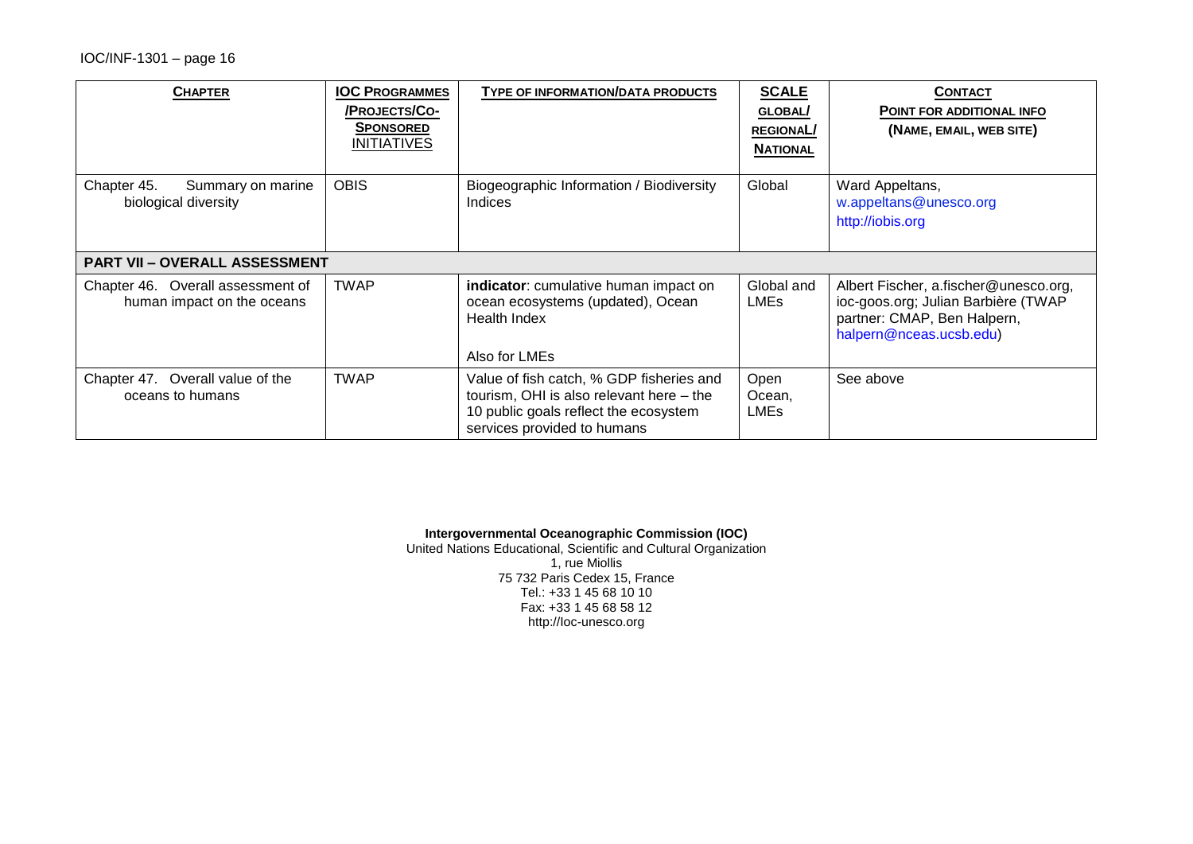| CHAPTER | IOC PROGRAMMES /PROJECTS/CO-SPONSORED INITIATIVES | TYPE OF INFORMATION/DATA PRODUCTS | SCALE GLOBAL/ REGIONAL/ NATIONAL | CONTACT POINT FOR ADDITIONAL INFO (NAME, EMAIL, WEB SITE) |
|---|---|---|---|---|
| Chapter 45. Summary on marine biological diversity | OBIS | Biogeographic Information / Biodiversity Indices | Global | Ward Appeltans, w.appeltans@unesco.org http://iobis.org |
| **PART VII – OVERALL ASSESSMENT** | | | | |
| Chapter 46. Overall assessment of human impact on the oceans | TWAP | **indicator**: cumulative human impact on ocean ecosystems (updated), Ocean Health Index<br><br>Also for LMEs | Global and LMEs | Albert Fischer, a.fischer@unesco.org, ioc-goos.org; Julian Barbière (TWAP partner: CMAP, Ben Halpern, halpern@nceas.ucsb.edu) |
| Chapter 47. Overall value of the oceans to humans | TWAP | Value of fish catch, % GDP fisheries and tourism, OHI is also relevant here – the 10 public goals reflect the ecosystem services provided to humans | Open Ocean, LMEs | See above |

**Intergovernmental Oceanographic Commission (IOC)**
United Nations Educational, Scientific and Cultural Organization
1, rue Miollis
75 732 Paris Cedex 15, France
Tel.: +33 1 45 68 10 10
Fax: +33 1 45 68 58 12
http://Ioc-unesco.org